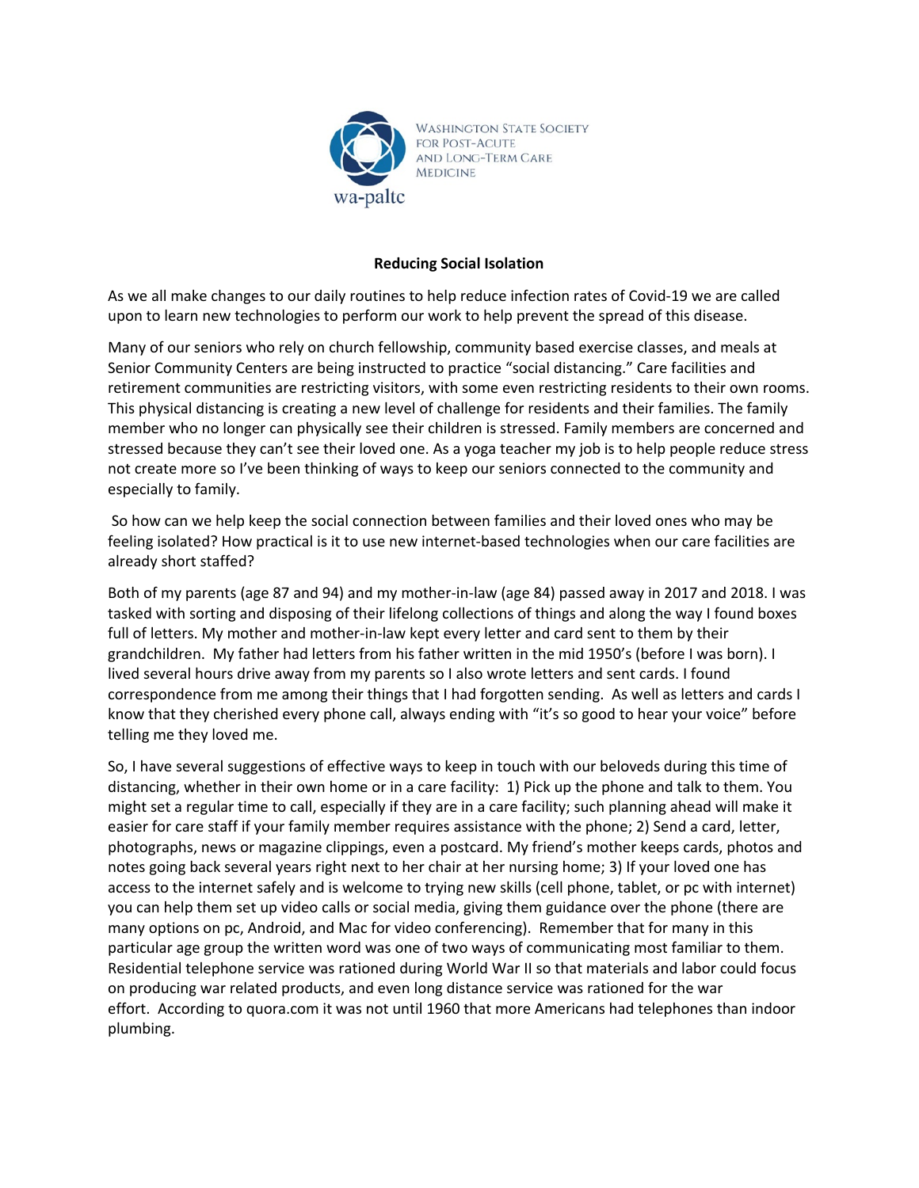WASHINGTON STATE SOCIETY FOR POST-ACUTE AND LONG-TERM CARE MEDICINE

wa-paltc

**Reducing Social Isolation**

As we all make changes to our daily routines to help reduce infection rates of Covid-19 we are called upon to learn new technologies to perform our work to help prevent the spread of this disease.

Many of our seniors who rely on church fellowship, community based exercise classes, and meals at Senior Community Centers are being instructed to practice "social distancing." Care facilities and retirement communities are restricting visitors, with some even restricting residents to their own rooms. This physical distancing is creating a new level of challenge for residents and their families. The family member who no longer can physically see their children is stressed. Family members are concerned and stressed because they can't see their loved one. As a yoga teacher my job is to help people reduce stress not create more so I've been thinking of ways to keep our seniors connected to the community and especially to family.

So how can we help keep the social connection between families and their loved ones who may be feeling isolated? How practical is it to use new internet-based technologies when our care facilities are already short staffed?

Both of my parents (age 87 and 94) and my mother-in-law (age 84) passed away in 2017 and 2018. I was tasked with sorting and disposing of their lifelong collections of things and along the way I found boxes full of letters. My mother and mother-in-law kept every letter and card sent to them by their grandchildren. My father had letters from his father written in the mid 1950's (before I was born). I lived several hours drive away from my parents so I also wrote letters and sent cards. I found correspondence from me among their things that I had forgotten sending. As well as letters and cards I know that they cherished every phone call, always ending with "it's so good to hear your voice" before telling me they loved me.

So, I have several suggestions of effective ways to keep in touch with our beloveds during this time of distancing, whether in their own home or in a care facility: 1) Pick up the phone and talk to them. You might set a regular time to call, especially if they are in a care facility; such planning ahead will make it easier for care staff if your family member requires assistance with the phone; 2) Send a card, letter, photographs, news or magazine clippings, even a postcard. My friend's mother keeps cards, photos and notes going back several years right next to her chair at her nursing home; 3) If your loved one has access to the internet safely and is welcome to trying new skills (cell phone, tablet, or pc with internet) you can help them set up video calls or social media, giving them guidance over the phone (there are many options on pc, Android, and Mac for video conferencing). Remember that for many in this particular age group the written word was one of two ways of communicating most familiar to them. Residential telephone service was rationed during World War II so that materials and labor could focus on producing war related products, and even long distance service was rationed for the war effort. According to quora.com it was not until 1960 that more Americans had telephones than indoor plumbing.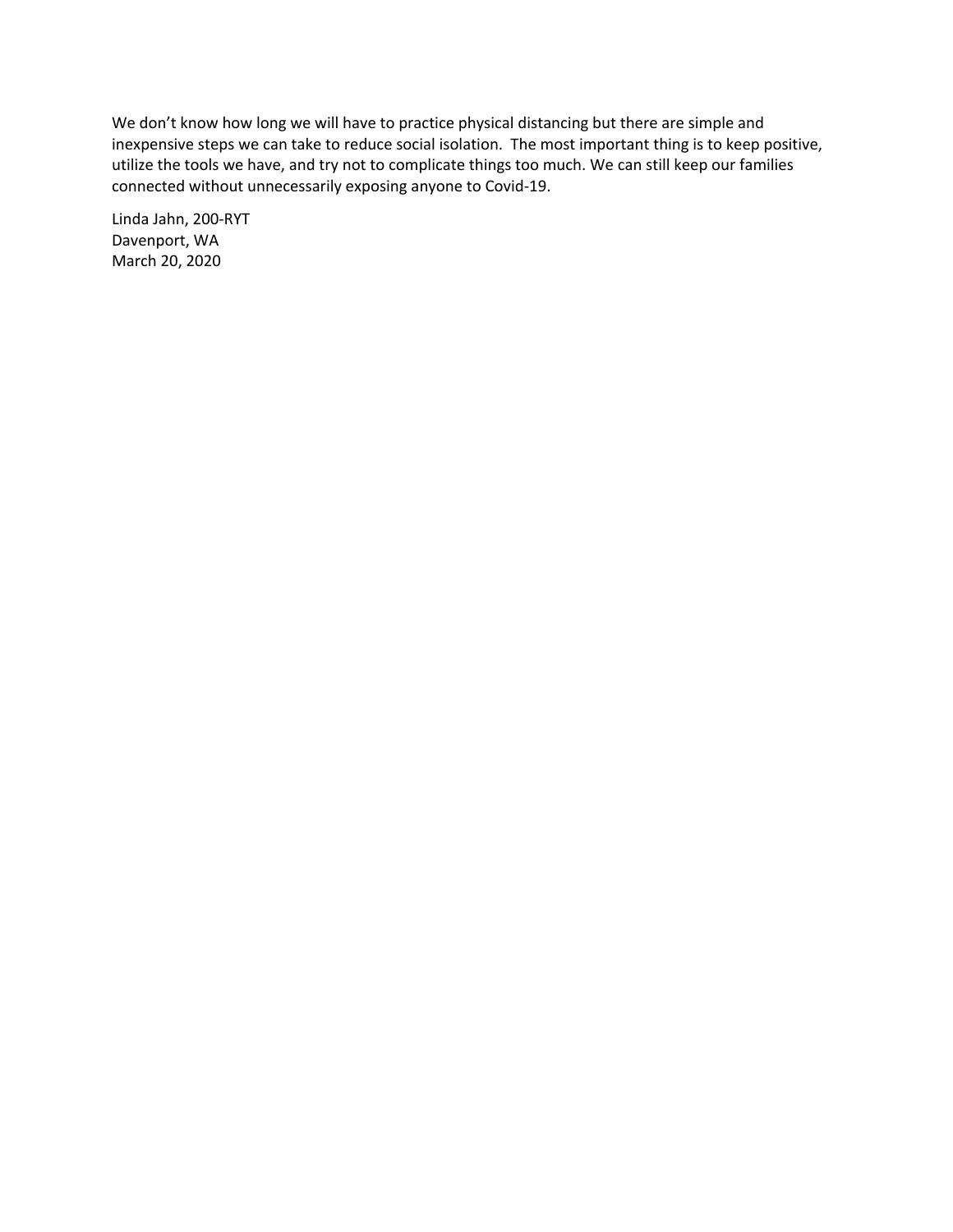We don't know how long we will have to practice physical distancing but there are simple and inexpensive steps we can take to reduce social isolation. The most important thing is to keep positive, utilize the tools we have, and try not to complicate things too much. We can still keep our families connected without unnecessarily exposing anyone to Covid-19.

Linda Jahn, 200-RYT
Davenport, WA
March 20, 2020